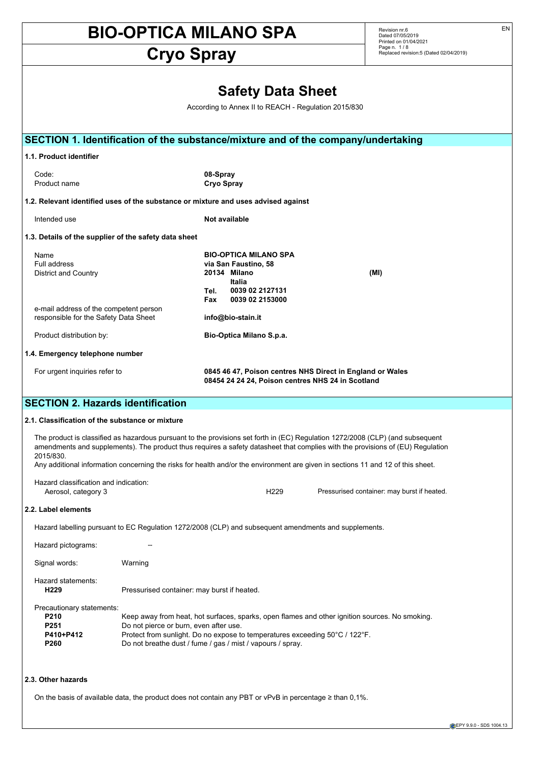# BIO-OPTICA MILANO SPA

## Cryo Spray

Revision nr.6
Dated 07/05/2019
Printed on 01/04/2021
Replaced revision:5 (Dated 02/04/2019)

# Safety Data Sheet

According to Annex II to REACH - Regulation 2015/830

## SECTION 1. Identification of the substance/mixture and of the company/undertaking

### 1.1. Product identifier

| | |
|---|---|
| Code: | **08-Spray** |
| Product name | **Cryo Spray** |

### 1.2. Relevant identified uses of the substance or mixture and uses advised against

| | |
|---|---|
| Intended use | **Not available** |

### 1.3. Details of the supplier of the safety data sheet

| | |
|---|---|
| Name | **BIO-OPTICA MILANO SPA** |
| Full address | **via San Faustino, 58** |
| District and Country | **20134 Milano (MI)** |
| | **Italia** |
| | **Tel. 0039 02 2127131** |
| | **Fax 0039 02 2153000** |
| e-mail address of the competent person responsible for the Safety Data Sheet | **info@bio-stain.it** |
| Product distribution by: | **Bio-Optica Milano S.p.a.** |

### 1.4. Emergency telephone number

| | |
|---|---|
| For urgent inquiries refer to | **0845 46 47, Poison centres NHS Direct in England or Wales**<br>**08454 24 24 24, Poison centres NHS 24 in Scotland** |

## SECTION 2. Hazards identification

### 2.1. Classification of the substance or mixture

The product is classified as hazardous pursuant to the provisions set forth in (EC) Regulation 1272/2008 (CLP) (and subsequent amendments and supplements). The product thus requires a safety datasheet that complies with the provisions of (EU) Regulation 2015/830.

Any additional information concerning the risks for health and/or the environment are given in sections 11 and 12 of this sheet.

Hazard classification and indication:

| | | |
|---|---|---|
| Aerosol, category 3 | H229 | Pressurised container: may burst if heated. |

### 2.2. Label elements

Hazard labelling pursuant to EC Regulation 1272/2008 (CLP) and subsequent amendments and supplements.

Hazard pictograms: --

Signal words: Warning

Hazard statements:

| | |
|---|---|
| **H229** | Pressurised container: may burst if heated. |

Precautionary statements:

| | |
|---|---|
| **P210** | Keep away from heat, hot surfaces, sparks, open flames and other ignition sources. No smoking. |
| **P251** | Do not pierce or burn, even after use. |
| **P410+P412** | Protect from sunlight. Do no expose to temperatures exceeding 50°C / 122°F. |
| **P260** | Do not breathe dust / fume / gas / mist / vapours / spray. |

### 2.3. Other hazards

On the basis of available data, the product does not contain any PBT or vPvB in percentage ≥ than 0,1%.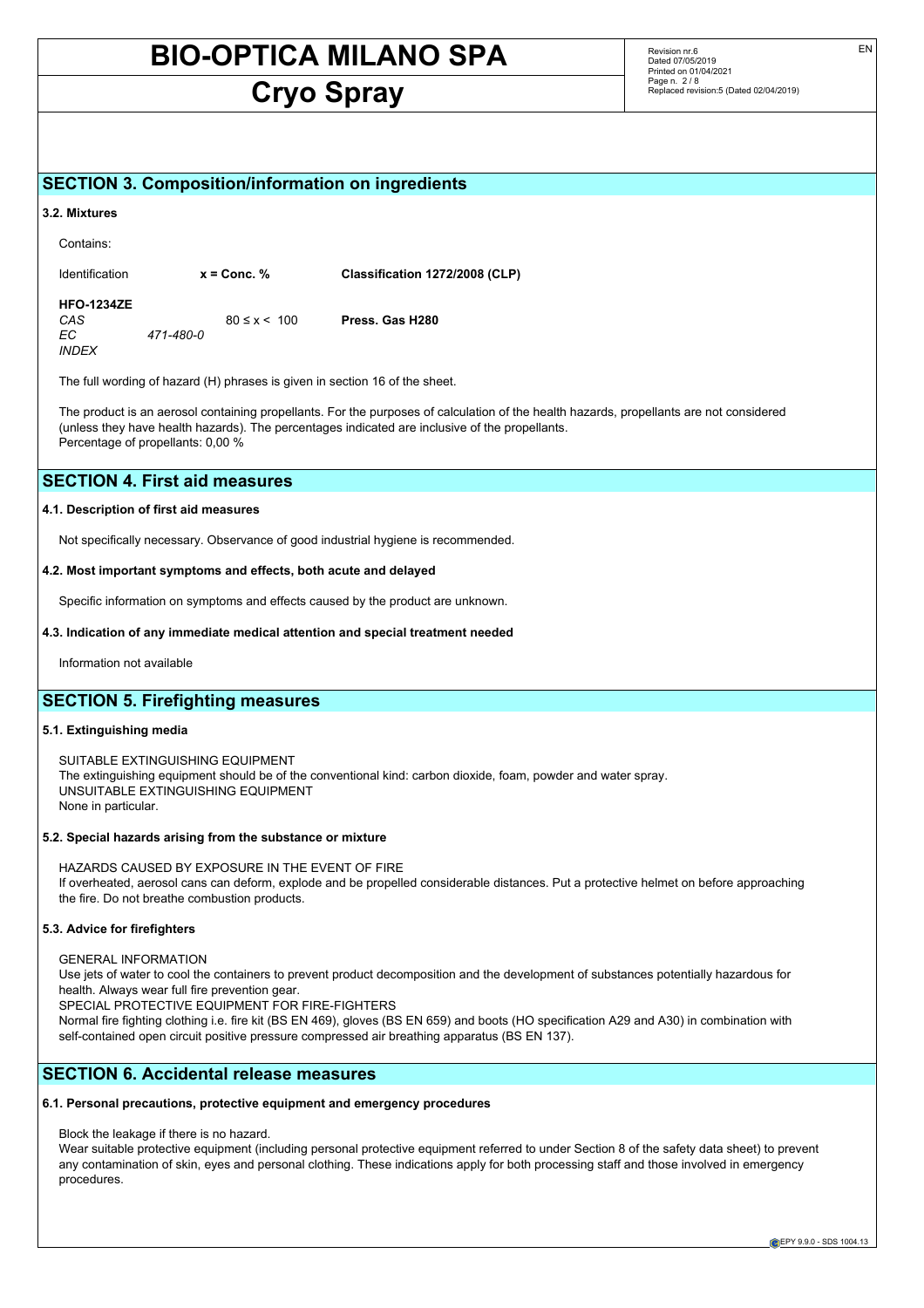## SECTION 3. Composition/information on ingredients

### 3.2. Mixtures

Contains:

| Identification | x = Conc. % | Classification 1272/2008 (CLP) |
|---|---|---|
| **HFO-1234ZE** | | |
| *CAS* | 80 ≤ x < 100 | **Press. Gas H280** |
| *EC* 471-480-0 | | |
| *INDEX* | | |

The full wording of hazard (H) phrases is given in section 16 of the sheet.

The product is an aerosol containing propellants. For the purposes of calculation of the health hazards, propellants are not considered (unless they have health hazards). The percentages indicated are inclusive of the propellants.
Percentage of propellants: 0,00 %

## SECTION 4. First aid measures

### 4.1. Description of first aid measures

Not specifically necessary. Observance of good industrial hygiene is recommended.

### 4.2. Most important symptoms and effects, both acute and delayed

Specific information on symptoms and effects caused by the product are unknown.

### 4.3. Indication of any immediate medical attention and special treatment needed

Information not available

## SECTION 5. Firefighting measures

### 5.1. Extinguishing media

SUITABLE EXTINGUISHING EQUIPMENT
The extinguishing equipment should be of the conventional kind: carbon dioxide, foam, powder and water spray.
UNSUITABLE EXTINGUISHING EQUIPMENT
None in particular.

### 5.2. Special hazards arising from the substance or mixture

HAZARDS CAUSED BY EXPOSURE IN THE EVENT OF FIRE
If overheated, aerosol cans can deform, explode and be propelled considerable distances. Put a protective helmet on before approaching the fire. Do not breathe combustion products.

### 5.3. Advice for firefighters

GENERAL INFORMATION
Use jets of water to cool the containers to prevent product decomposition and the development of substances potentially hazardous for health. Always wear full fire prevention gear.
SPECIAL PROTECTIVE EQUIPMENT FOR FIRE-FIGHTERS
Normal fire fighting clothing i.e. fire kit (BS EN 469), gloves (BS EN 659) and boots (HO specification A29 and A30) in combination with self-contained open circuit positive pressure compressed air breathing apparatus (BS EN 137).

## SECTION 6. Accidental release measures

### 6.1. Personal precautions, protective equipment and emergency procedures

Block the leakage if there is no hazard.
Wear suitable protective equipment (including personal protective equipment referred to under Section 8 of the safety data sheet) to prevent any contamination of skin, eyes and personal clothing. These indications apply for both processing staff and those involved in emergency procedures.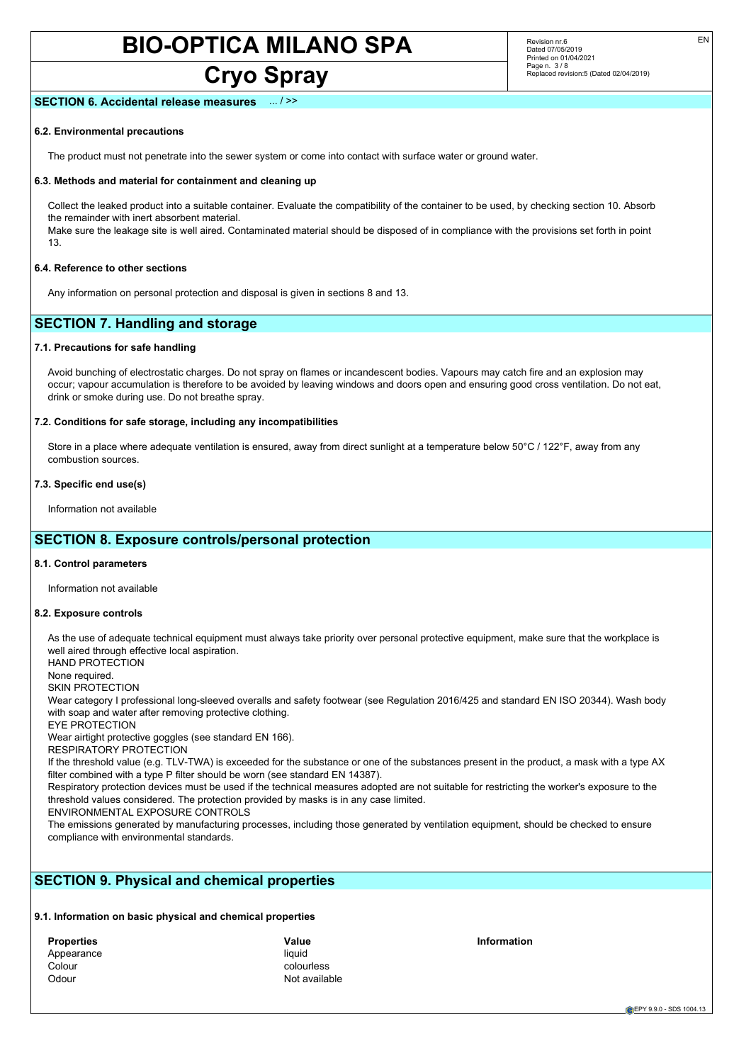## SECTION 6. Accidental release measures ... / >>

### 6.2. Environmental precautions

The product must not penetrate into the sewer system or come into contact with surface water or ground water.

### 6.3. Methods and material for containment and cleaning up

Collect the leaked product into a suitable container. Evaluate the compatibility of the container to be used, by checking section 10. Absorb the remainder with inert absorbent material.
Make sure the leakage site is well aired. Contaminated material should be disposed of in compliance with the provisions set forth in point 13.

### 6.4. Reference to other sections

Any information on personal protection and disposal is given in sections 8 and 13.

## SECTION 7. Handling and storage

### 7.1. Precautions for safe handling

Avoid bunching of electrostatic charges. Do not spray on flames or incandescent bodies. Vapours may catch fire and an explosion may occur; vapour accumulation is therefore to be avoided by leaving windows and doors open and ensuring good cross ventilation. Do not eat, drink or smoke during use. Do not breathe spray.

### 7.2. Conditions for safe storage, including any incompatibilities

Store in a place where adequate ventilation is ensured, away from direct sunlight at a temperature below 50°C / 122°F, away from any combustion sources.

### 7.3. Specific end use(s)

Information not available

## SECTION 8. Exposure controls/personal protection

### 8.1. Control parameters

Information not available

### 8.2. Exposure controls

As the use of adequate technical equipment must always take priority over personal protective equipment, make sure that the workplace is well aired through effective local aspiration.
HAND PROTECTION
None required.
SKIN PROTECTION
Wear category I professional long-sleeved overalls and safety footwear (see Regulation 2016/425 and standard EN ISO 20344). Wash body with soap and water after removing protective clothing.
EYE PROTECTION
Wear airtight protective goggles (see standard EN 166).
RESPIRATORY PROTECTION
If the threshold value (e.g. TLV-TWA) is exceeded for the substance or one of the substances present in the product, a mask with a type AX filter combined with a type P filter should be worn (see standard EN 14387).
Respiratory protection devices must be used if the technical measures adopted are not suitable for restricting the worker's exposure to the threshold values considered. The protection provided by masks is in any case limited.
ENVIRONMENTAL EXPOSURE CONTROLS
The emissions generated by manufacturing processes, including those generated by ventilation equipment, should be checked to ensure compliance with environmental standards.

## SECTION 9. Physical and chemical properties

### 9.1. Information on basic physical and chemical properties

| Properties | Value | Information |
|---|---|---|
| Appearance | liquid | |
| Colour | colourless | |
| Odour | Not available | |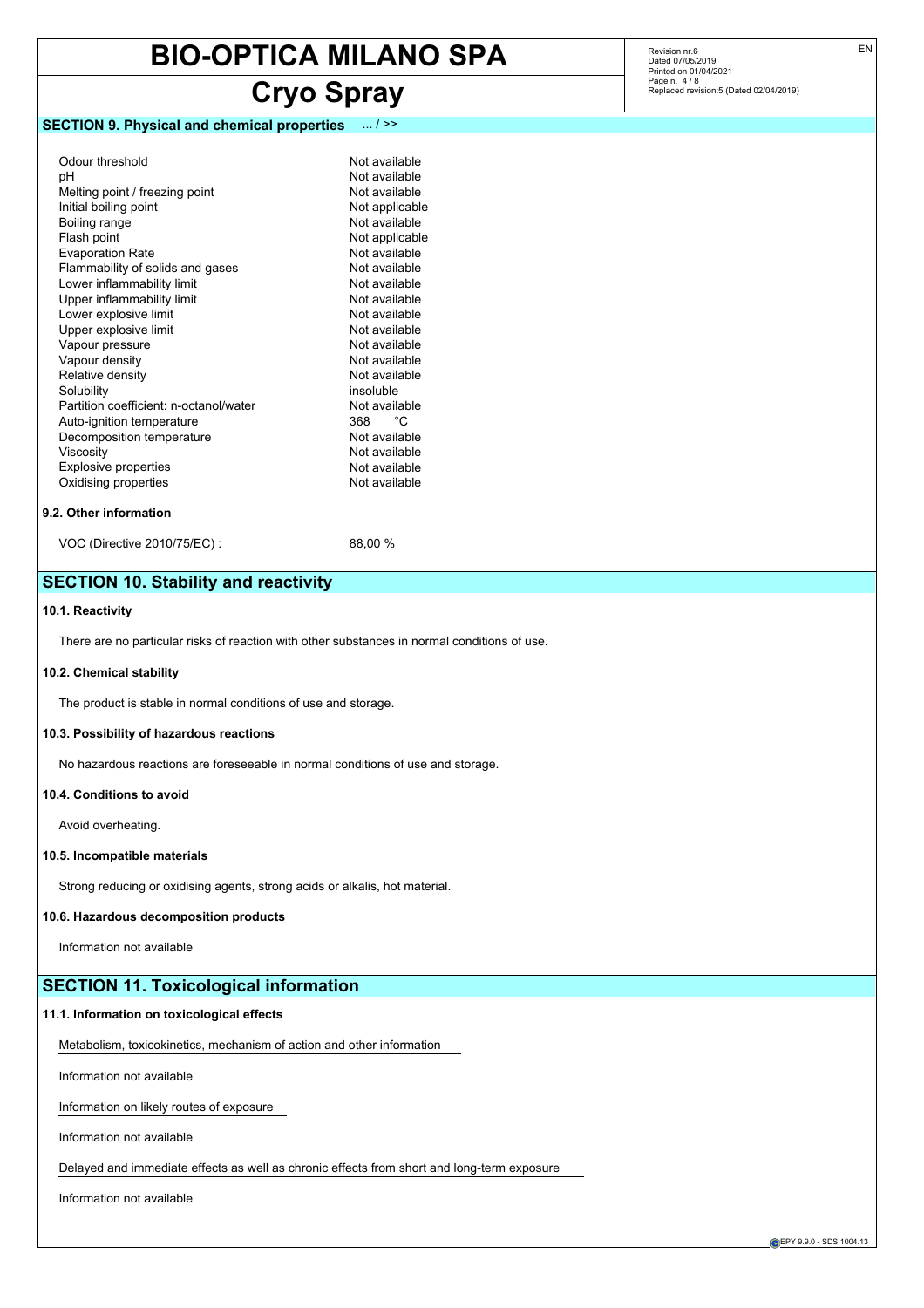## SECTION 9. Physical and chemical properties ... / >>

| | |
|---|---|
| Odour threshold | Not available |
| pH | Not available |
| Melting point / freezing point | Not available |
| Initial boiling point | Not applicable |
| Boiling range | Not available |
| Flash point | Not applicable |
| Evaporation Rate | Not available |
| Flammability of solids and gases | Not available |
| Lower inflammability limit | Not available |
| Upper inflammability limit | Not available |
| Lower explosive limit | Not available |
| Upper explosive limit | Not available |
| Vapour pressure | Not available |
| Vapour density | Not available |
| Relative density | Not available |
| Solubility | insoluble |
| Partition coefficient: n-octanol/water | Not available |
| Auto-ignition temperature | 368 °C |
| Decomposition temperature | Not available |
| Viscosity | Not available |
| Explosive properties | Not available |
| Oxidising properties | Not available |

### 9.2. Other information

VOC (Directive 2010/75/EC) : 88,00 %

## SECTION 10. Stability and reactivity

### 10.1. Reactivity

There are no particular risks of reaction with other substances in normal conditions of use.

### 10.2. Chemical stability

The product is stable in normal conditions of use and storage.

### 10.3. Possibility of hazardous reactions

No hazardous reactions are foreseeable in normal conditions of use and storage.

### 10.4. Conditions to avoid

Avoid overheating.

### 10.5. Incompatible materials

Strong reducing or oxidising agents, strong acids or alkalis, hot material.

### 10.6. Hazardous decomposition products

Information not available

## SECTION 11. Toxicological information

### 11.1. Information on toxicological effects

Metabolism, toxicokinetics, mechanism of action and other information

Information not available

Information on likely routes of exposure

Information not available

Delayed and immediate effects as well as chronic effects from short and long-term exposure

Information not available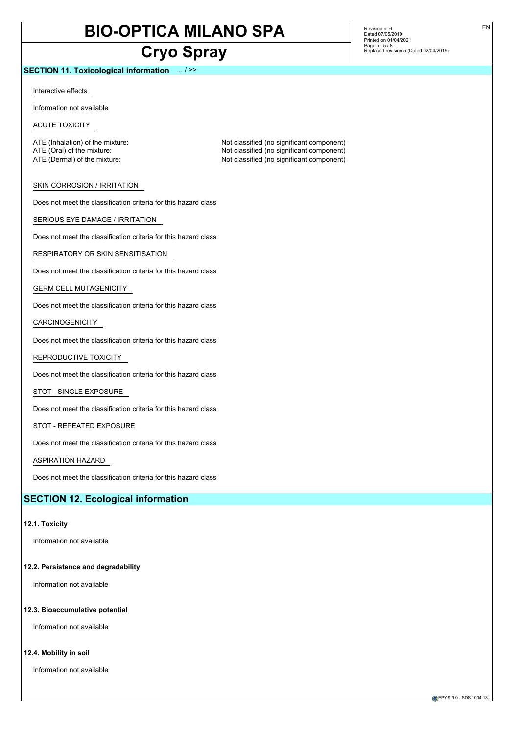## SECTION 11. Toxicological information ... / >>

Interactive effects

Information not available

ACUTE TOXICITY

| | |
|---|---|
| ATE (Inhalation) of the mixture: | Not classified (no significant component) |
| ATE (Oral) of the mixture: | Not classified (no significant component) |
| ATE (Dermal) of the mixture: | Not classified (no significant component) |

SKIN CORROSION / IRRITATION

Does not meet the classification criteria for this hazard class

SERIOUS EYE DAMAGE / IRRITATION

Does not meet the classification criteria for this hazard class

RESPIRATORY OR SKIN SENSITISATION

Does not meet the classification criteria for this hazard class

GERM CELL MUTAGENICITY

Does not meet the classification criteria for this hazard class

CARCINOGENICITY

Does not meet the classification criteria for this hazard class

REPRODUCTIVE TOXICITY

Does not meet the classification criteria for this hazard class

STOT - SINGLE EXPOSURE

Does not meet the classification criteria for this hazard class

STOT - REPEATED EXPOSURE

Does not meet the classification criteria for this hazard class

ASPIRATION HAZARD

Does not meet the classification criteria for this hazard class

## SECTION 12. Ecological information

### 12.1. Toxicity

Information not available

### 12.2. Persistence and degradability

Information not available

### 12.3. Bioaccumulative potential

Information not available

### 12.4. Mobility in soil

Information not available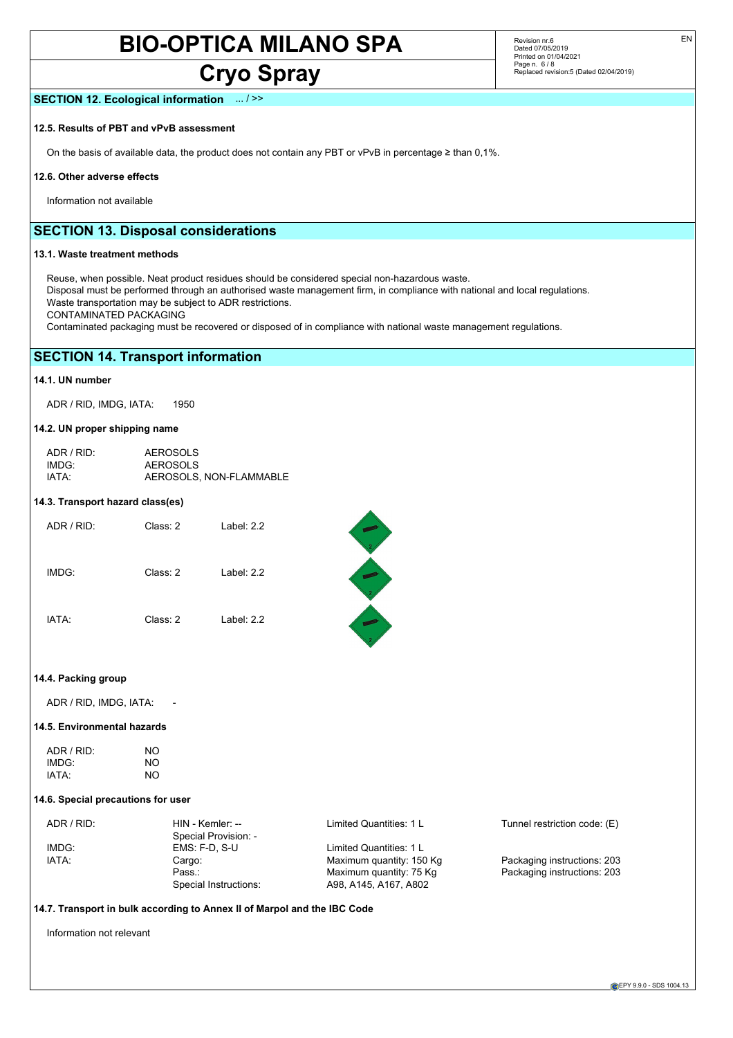## SECTION 12. Ecological information ... / >>

### 12.5. Results of PBT and vPvB assessment

On the basis of available data, the product does not contain any PBT or vPvB in percentage ≥ than 0,1%.

### 12.6. Other adverse effects

Information not available

## SECTION 13. Disposal considerations

### 13.1. Waste treatment methods

Reuse, when possible. Neat product residues should be considered special non-hazardous waste.
Disposal must be performed through an authorised waste management firm, in compliance with national and local regulations.
Waste transportation may be subject to ADR restrictions.
CONTAMINATED PACKAGING
Contaminated packaging must be recovered or disposed of in compliance with national waste management regulations.

## SECTION 14. Transport information

### 14.1. UN number

ADR / RID, IMDG, IATA: 1950

### 14.2. UN proper shipping name

| | |
|---|---|
| ADR / RID: | AEROSOLS |
| IMDG: | AEROSOLS |
| IATA: | AEROSOLS, NON-FLAMMABLE |

### 14.3. Transport hazard class(es)

| | | |
|---|---|---|
| ADR / RID: | Class: 2 | Label: 2.2 |
| IMDG: | Class: 2 | Label: 2.2 |
| IATA: | Class: 2 | Label: 2.2 |

### 14.4. Packing group

ADR / RID, IMDG, IATA: -

### 14.5. Environmental hazards

| | |
|---|---|
| ADR / RID: | NO |
| IMDG: | NO |
| IATA: | NO |

### 14.6. Special precautions for user

| | | | |
|---|---|---|---|
| ADR / RID: | HIN - Kemler: -- | Limited Quantities: 1 L | Tunnel restriction code: (E) |
| | Special Provision: - | | |
| IMDG: | EMS: F-D, S-U | Limited Quantities: 1 L | |
| IATA: | Cargo: | Maximum quantity: 150 Kg | Packaging instructions: 203 |
| | Pass.: | Maximum quantity: 75 Kg | Packaging instructions: 203 |
| | Special Instructions: | A98, A145, A167, A802 | |

### 14.7. Transport in bulk according to Annex II of Marpol and the IBC Code

Information not relevant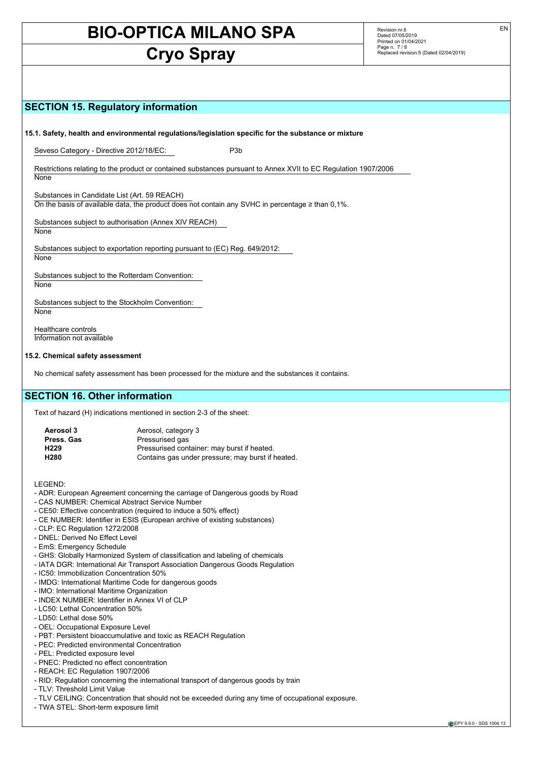## SECTION 15. Regulatory information

### 15.1. Safety, health and environmental regulations/legislation specific for the substance or mixture

Seveso Category - Directive 2012/18/EC: P3b

Restrictions relating to the product or contained substances pursuant to Annex XVII to EC Regulation 1907/2006
None

Substances in Candidate List (Art. 59 REACH)
On the basis of available data, the product does not contain any SVHC in percentage ≥ than 0,1%.

Substances subject to authorisation (Annex XIV REACH)
None

Substances subject to exportation reporting pursuant to (EC) Reg. 649/2012:
None

Substances subject to the Rotterdam Convention:
None

Substances subject to the Stockholm Convention:
None

Healthcare controls
Information not available

### 15.2. Chemical safety assessment

No chemical safety assessment has been processed for the mixture and the substances it contains.

## SECTION 16. Other information

Text of hazard (H) indications mentioned in section 2-3 of the sheet:

| | |
|---|---|
| **Aerosol 3** | Aerosol, category 3 |
| **Press. Gas** | Pressurised gas |
| **H229** | Pressurised container: may burst if heated. |
| **H280** | Contains gas under pressure; may burst if heated. |

LEGEND:
- ADR: European Agreement concerning the carriage of Dangerous goods by Road
- CAS NUMBER: Chemical Abstract Service Number
- CE50: Effective concentration (required to induce a 50% effect)
- CE NUMBER: Identifier in ESIS (European archive of existing substances)
- CLP: EC Regulation 1272/2008
- DNEL: Derived No Effect Level
- EmS: Emergency Schedule
- GHS: Globally Harmonized System of classification and labeling of chemicals
- IATA DGR: International Air Transport Association Dangerous Goods Regulation
- IC50: Immobilization Concentration 50%
- IMDG: International Maritime Code for dangerous goods
- IMO: International Maritime Organization
- INDEX NUMBER: Identifier in Annex VI of CLP
- LC50: Lethal Concentration 50%
- LD50: Lethal dose 50%
- OEL: Occupational Exposure Level
- PBT: Persistent bioaccumulative and toxic as REACH Regulation
- PEC: Predicted environmental Concentration
- PEL: Predicted exposure level
- PNEC: Predicted no effect concentration
- REACH: EC Regulation 1907/2006
- RID: Regulation concerning the international transport of dangerous goods by train
- TLV: Threshold Limit Value
- TLV CEILING: Concentration that should not be exceeded during any time of occupational exposure.
- TWA STEL: Short-term exposure limit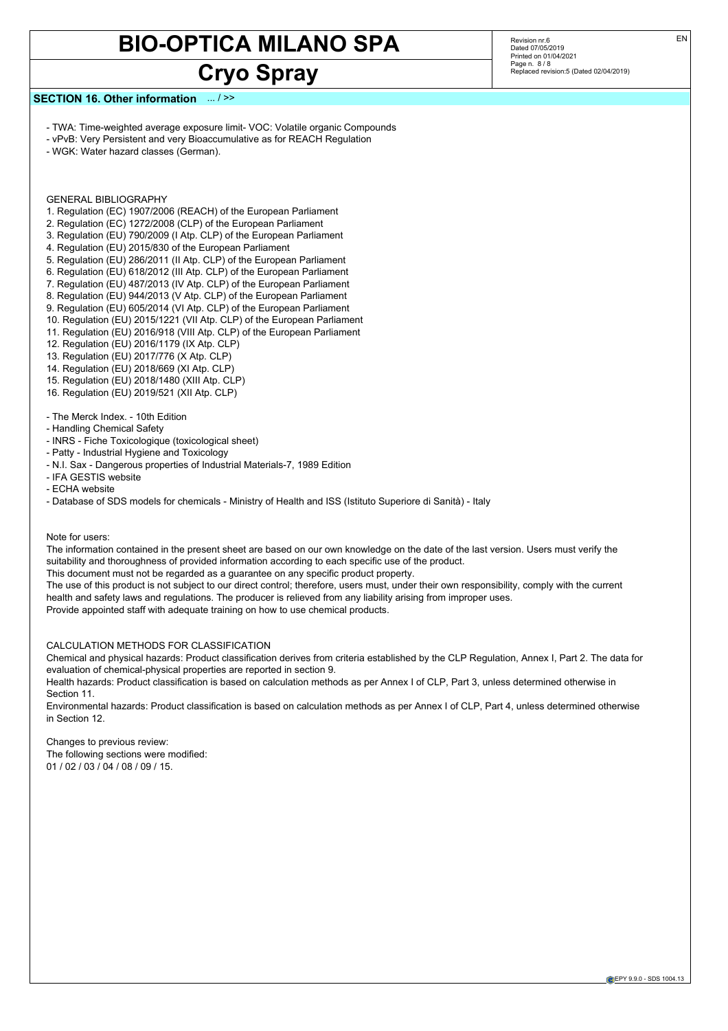## SECTION 16. Other information ... / >>

- TWA: Time-weighted average exposure limit- VOC: Volatile organic Compounds
- vPvB: Very Persistent and very Bioaccumulative as for REACH Regulation
- WGK: Water hazard classes (German).

GENERAL BIBLIOGRAPHY

1. Regulation (EC) 1907/2006 (REACH) of the European Parliament
2. Regulation (EC) 1272/2008 (CLP) of the European Parliament
3. Regulation (EU) 790/2009 (I Atp. CLP) of the European Parliament
4. Regulation (EU) 2015/830 of the European Parliament
5. Regulation (EU) 286/2011 (II Atp. CLP) of the European Parliament
6. Regulation (EU) 618/2012 (III Atp. CLP) of the European Parliament
7. Regulation (EU) 487/2013 (IV Atp. CLP) of the European Parliament
8. Regulation (EU) 944/2013 (V Atp. CLP) of the European Parliament
9. Regulation (EU) 605/2014 (VI Atp. CLP) of the European Parliament
10. Regulation (EU) 2015/1221 (VII Atp. CLP) of the European Parliament
11. Regulation (EU) 2016/918 (VIII Atp. CLP) of the European Parliament
12. Regulation (EU) 2016/1179 (IX Atp. CLP)
13. Regulation (EU) 2017/776 (X Atp. CLP)
14. Regulation (EU) 2018/669 (XI Atp. CLP)
15. Regulation (EU) 2018/1480 (XIII Atp. CLP)
16. Regulation (EU) 2019/521 (XII Atp. CLP)

- The Merck Index. - 10th Edition
- Handling Chemical Safety
- INRS - Fiche Toxicologique (toxicological sheet)
- Patty - Industrial Hygiene and Toxicology
- N.I. Sax - Dangerous properties of Industrial Materials-7, 1989 Edition
- IFA GESTIS website
- ECHA website
- Database of SDS models for chemicals - Ministry of Health and ISS (Istituto Superiore di Sanità) - Italy

Note for users:

The information contained in the present sheet are based on our own knowledge on the date of the last version. Users must verify the suitability and thoroughness of provided information according to each specific use of the product.

This document must not be regarded as a guarantee on any specific product property.

The use of this product is not subject to our direct control; therefore, users must, under their own responsibility, comply with the current health and safety laws and regulations. The producer is relieved from any liability arising from improper uses.

Provide appointed staff with adequate training on how to use chemical products.

CALCULATION METHODS FOR CLASSIFICATION

Chemical and physical hazards: Product classification derives from criteria established by the CLP Regulation, Annex I, Part 2. The data for evaluation of chemical-physical properties are reported in section 9.

Health hazards: Product classification is based on calculation methods as per Annex I of CLP, Part 3, unless determined otherwise in Section 11.

Environmental hazards: Product classification is based on calculation methods as per Annex I of CLP, Part 4, unless determined otherwise in Section 12.

Changes to previous review:
The following sections were modified:
01 / 02 / 03 / 04 / 08 / 09 / 15.